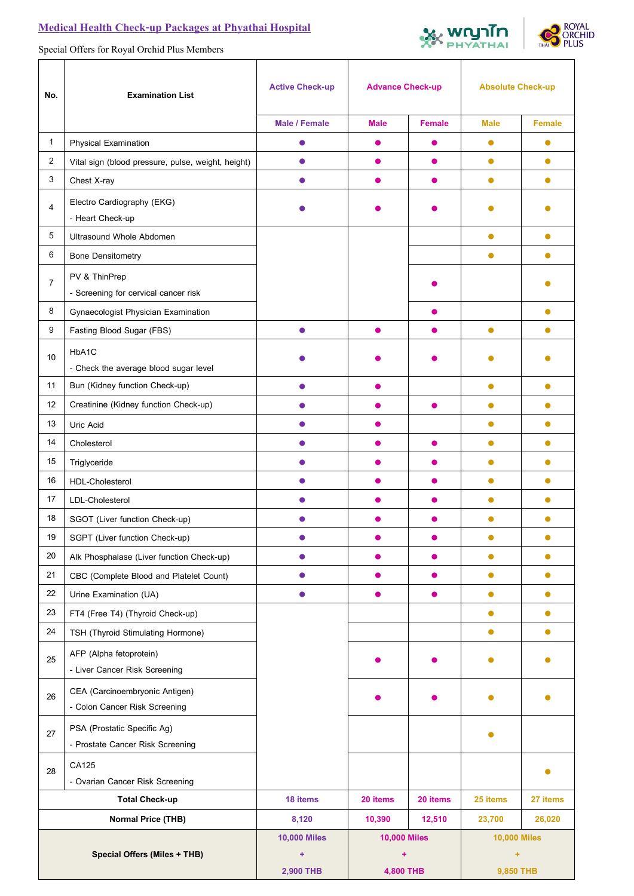## Medical Health Check-up Packages at Phyathai Hospital

Special Offers for Royal Orchid Plus Members

| No. | Examination List | Active Check-up | Advance Check-up | | Absolute Check-up | |
|---|---|---|---|---|---|---|
| | | Male / Female | Male | Female | Male | Female |
| 1 | Physical Examination | ● | ● | ● | ● | ● |
| 2 | Vital sign (blood pressure, pulse, weight, height) | ● | ● | ● | ● | ● |
| 3 | Chest X-ray | ● | ● | ● | ● | ● |
| 4 | Electro Cardiography (EKG) - Heart Check-up | ● | ● | ● | ● | ● |
| 5 | Ultrasound Whole Abdomen | | | | ● | ● |
| 6 | Bone Densitometry | | | | ● | ● |
| 7 | PV & ThinPrep - Screening for cervical cancer risk | | | ● | | ● |
| 8 | Gynaecologist Physician Examination | | | ● | | ● |
| 9 | Fasting Blood Sugar (FBS) | ● | ● | ● | ● | ● |
| 10 | HbA1C - Check the average blood sugar level | ● | ● | ● | ● | ● |
| 11 | Bun (Kidney function Check-up) | ● | ● | | ● | ● |
| 12 | Creatinine (Kidney function Check-up) | ● | ● | ● | ● | ● |
| 13 | Uric Acid | ● | ● | | ● | ● |
| 14 | Cholesterol | ● | ● | ● | ● | ● |
| 15 | Triglyceride | ● | ● | ● | ● | ● |
| 16 | HDL-Cholesterol | ● | ● | ● | ● | ● |
| 17 | LDL-Cholesterol | ● | ● | ● | ● | ● |
| 18 | SGOT (Liver function Check-up) | ● | ● | ● | ● | ● |
| 19 | SGPT (Liver function Check-up) | ● | ● | ● | ● | ● |
| 20 | Alk Phosphalase (Liver function Check-up) | ● | ● | ● | ● | ● |
| 21 | CBC (Complete Blood and Platelet Count) | ● | ● | ● | ● | ● |
| 22 | Urine Examination (UA) | ● | ● | ● | ● | ● |
| 23 | FT4 (Free T4) (Thyroid Check-up) | | | | ● | ● |
| 24 | TSH (Thyroid Stimulating Hormone) | | | | ● | ● |
| 25 | AFP (Alpha fetoprotein) - Liver Cancer Risk Screening | | ● | ● | ● | ● |
| 26 | CEA (Carcinoembryonic Antigen) - Colon Cancer Risk Screening | | ● | ● | ● | ● |
| 27 | PSA (Prostatic Specific Ag) - Prostate Cancer Risk Screening | | | | ● | |
| 28 | CA125 - Ovarian Cancer Risk Screening | | | | | ● |
| | **Total Check-up** | 18 items | 20 items | 20 items | 25 items | 27 items |
| | **Normal Price (THB)** | 8,120 | 10,390 | 12,510 | 23,700 | 26,020 |
| | **Special Offers (Miles + THB)** | 10,000 Miles + 2,900 THB | 10,000 Miles + 4,800 THB | | 10,000 Miles + 9,850 THB | |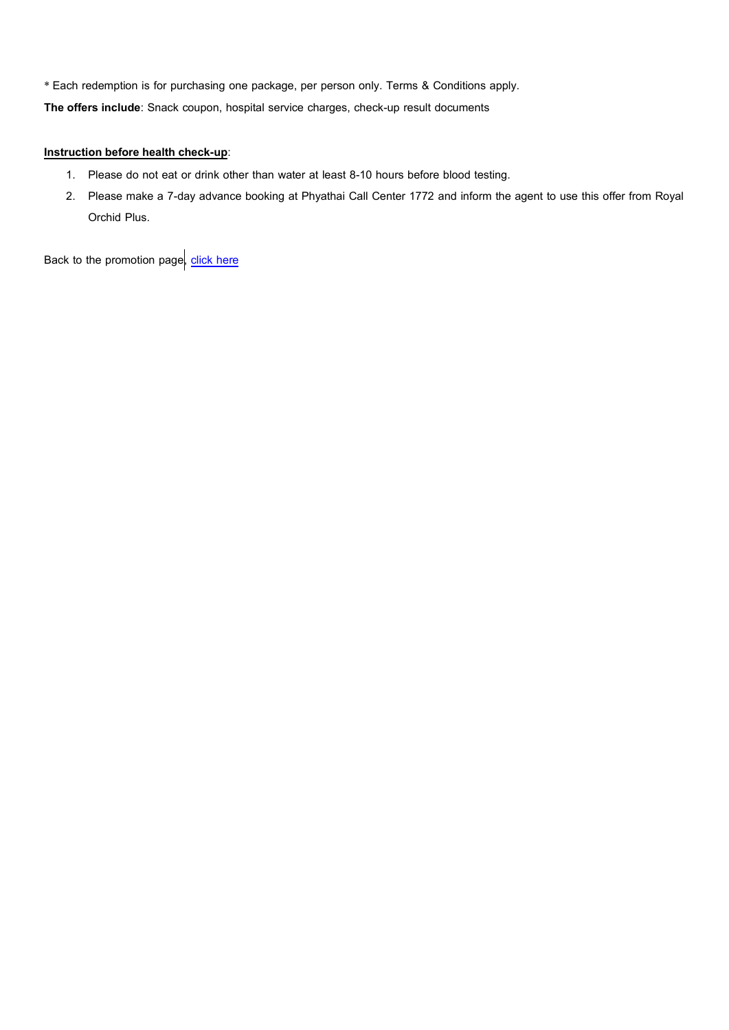* Each redemption is for purchasing one package, per person only. Terms & Conditions apply.

**The offers include**: Snack coupon, hospital service charges, check-up result documents

**Instruction before health check-up**:

1. Please do not eat or drink other than water at least 8-10 hours before blood testing.
2. Please make a 7-day advance booking at Phyathai Call Center 1772 and inform the agent to use this offer from Royal Orchid Plus.

Back to the promotion page, click here